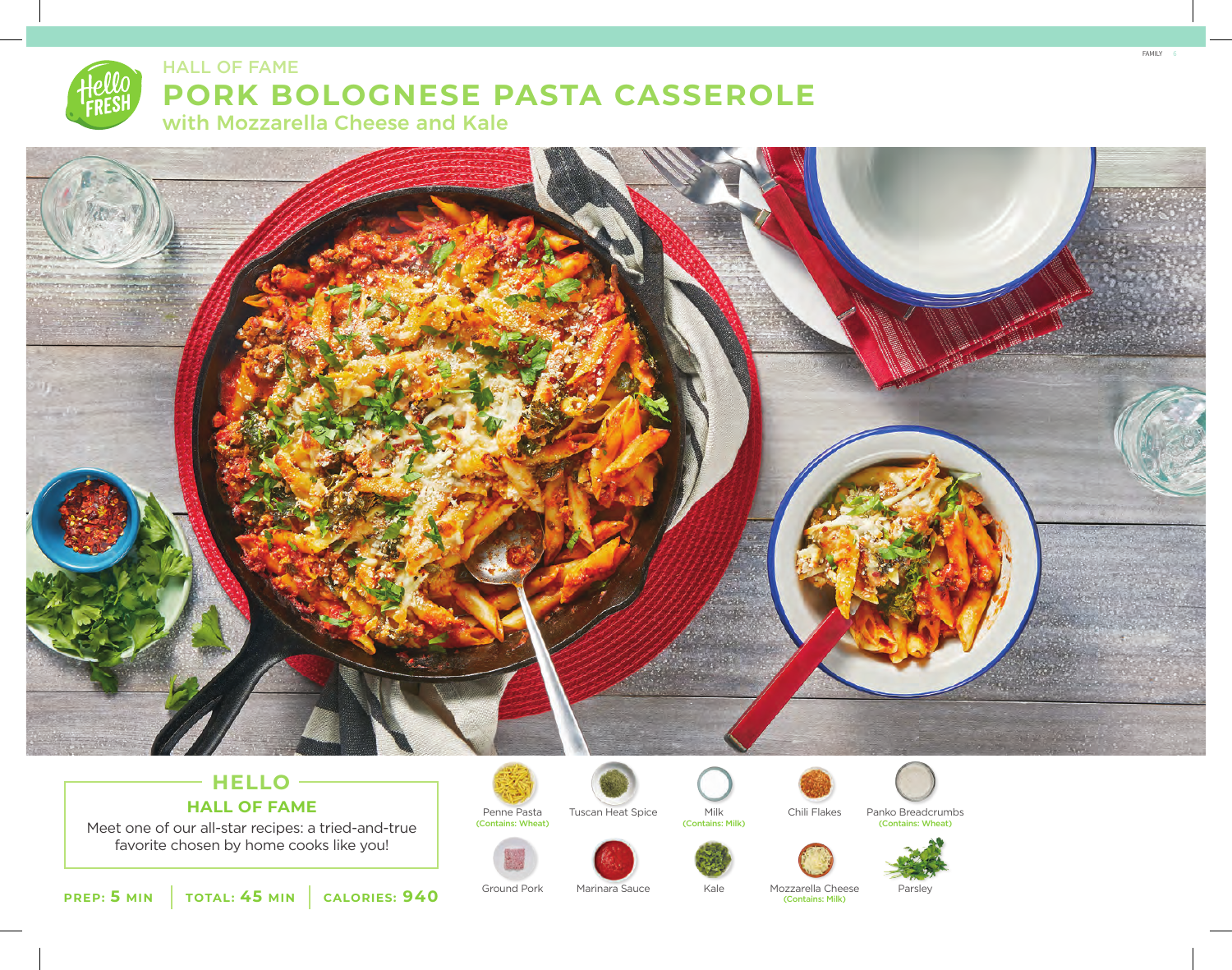HALL OF FAME

# PORK BOLOGNESE PASTA CASSEROLE

## with Mozzarella Cheese and Kale

### HELLO

### HALL OF FAME

Meet one of our all-star recipes: a tried-and-true favorite chosen by home cooks like you!

**PREP: 5 MIN** | **TOTAL: 45 MIN** | **CALORIES: 940**

- Penne Pasta (Contains: Wheat)
- Tuscan Heat Spice
- Milk (Contains: Milk)
- Chili Flakes
- Panko Breadcrumbs (Contains: Wheat)
- Ground Pork
- Marinara Sauce
- Kale
- Mozzarella Cheese (Contains: Milk)
- Parsley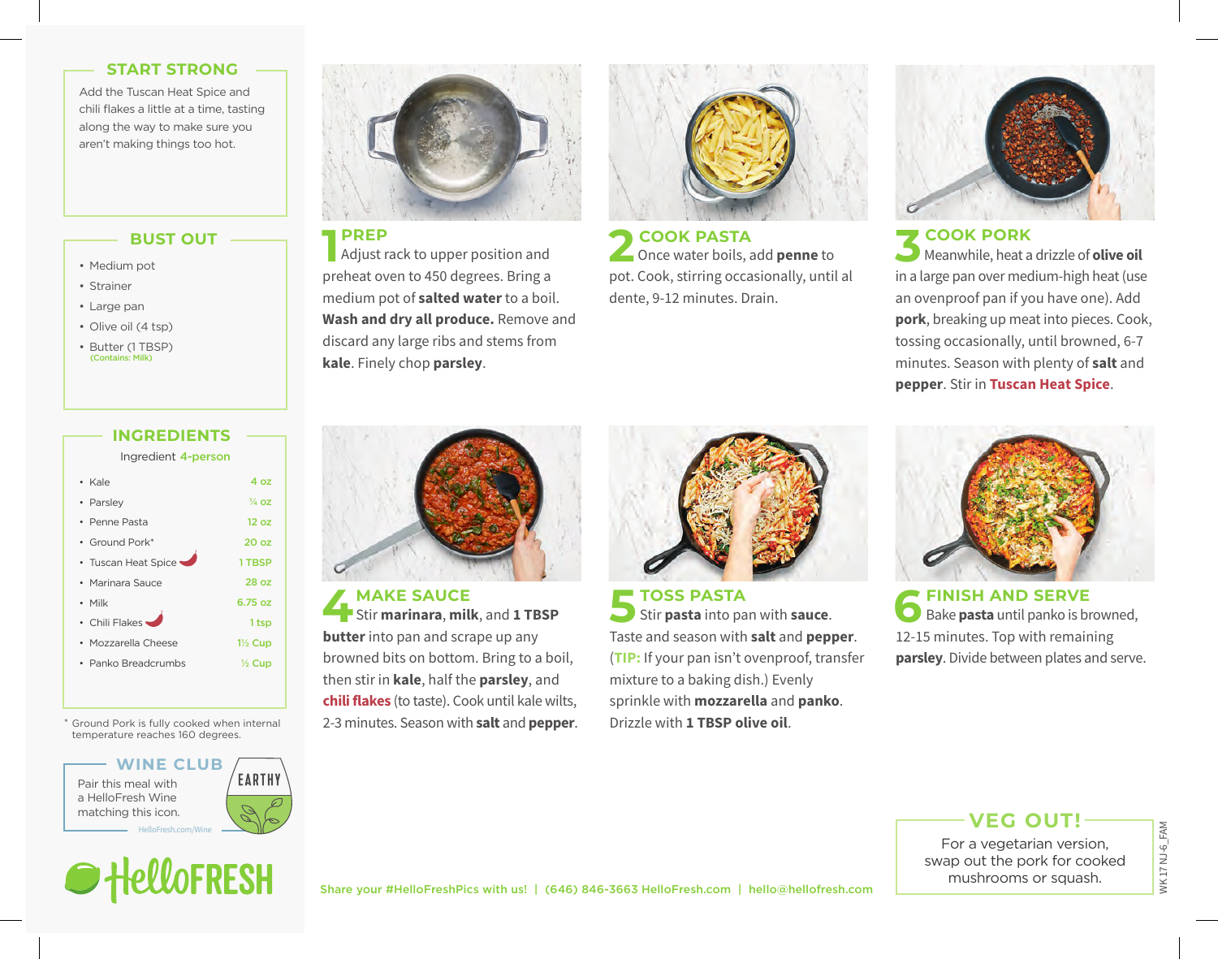## START STRONG

Add the Tuscan Heat Spice and chili flakes a little at a time, tasting along the way to make sure you aren't making things too hot.

## BUST OUT

- Medium pot
- Strainer
- Large pan
- Olive oil (4 tsp)
- Butter (1 TBSP) (Contains: Milk)

## INGREDIENTS

| Ingredient | 4-person |
| --- | --- |
| Kale | 4 oz |
| Parsley | ¼ oz |
| Penne Pasta | 12 oz |
| Ground Pork* | 20 oz |
| Tuscan Heat Spice | 1 TBSP |
| Marinara Sauce | 28 oz |
| Milk | 6.75 oz |
| Chili Flakes | 1 tsp |
| Mozzarella Cheese | 1½ Cup |
| Panko Breadcrumbs | ½ Cup |

\* Ground Pork is fully cooked when internal temperature reaches 160 degrees.

## WINE CLUB

Pair this meal with a HelloFresh Wine matching this icon.

HelloFresh.com/Wine

EARTHY

HelloFRESH

### 1 PREP

Adjust rack to upper position and preheat oven to 450 degrees. Bring a medium pot of **salted water** to a boil. **Wash and dry all produce.** Remove and discard any large ribs and stems from **kale**. Finely chop **parsley**.

### 2 COOK PASTA

Once water boils, add **penne** to pot. Cook, stirring occasionally, until al dente, 9-12 minutes. Drain.

### 3 COOK PORK

Meanwhile, heat a drizzle of **olive oil** in a large pan over medium-high heat (use an ovenproof pan if you have one). Add **pork**, breaking up meat into pieces. Cook, tossing occasionally, until browned, 6-7 minutes. Season with plenty of **salt** and **pepper**. Stir in **Tuscan Heat Spice**.

### 4 MAKE SAUCE

Stir **marinara**, **milk**, and **1 TBSP butter** into pan and scrape up any browned bits on bottom. Bring to a boil, then stir in **kale**, half the **parsley**, and **chili flakes** (to taste). Cook until kale wilts, 2-3 minutes. Season with **salt** and **pepper**.

### 5 TOSS PASTA

Stir **pasta** into pan with **sauce**. Taste and season with **salt** and **pepper**. (**TIP:** If your pan isn't ovenproof, transfer mixture to a baking dish.) Evenly sprinkle with **mozzarella** and **panko**. Drizzle with **1 TBSP olive oil**.

### 6 FINISH AND SERVE

Bake **pasta** until panko is browned, 12-15 minutes. Top with remaining **parsley**. Divide between plates and serve.

## VEG OUT!

For a vegetarian version, swap out the pork for cooked mushrooms or squash.

Share your #HelloFreshPics with us! | (646) 846-3663 HelloFresh.com | hello@hellofresh.com

WK 17 NJ-6_FAM